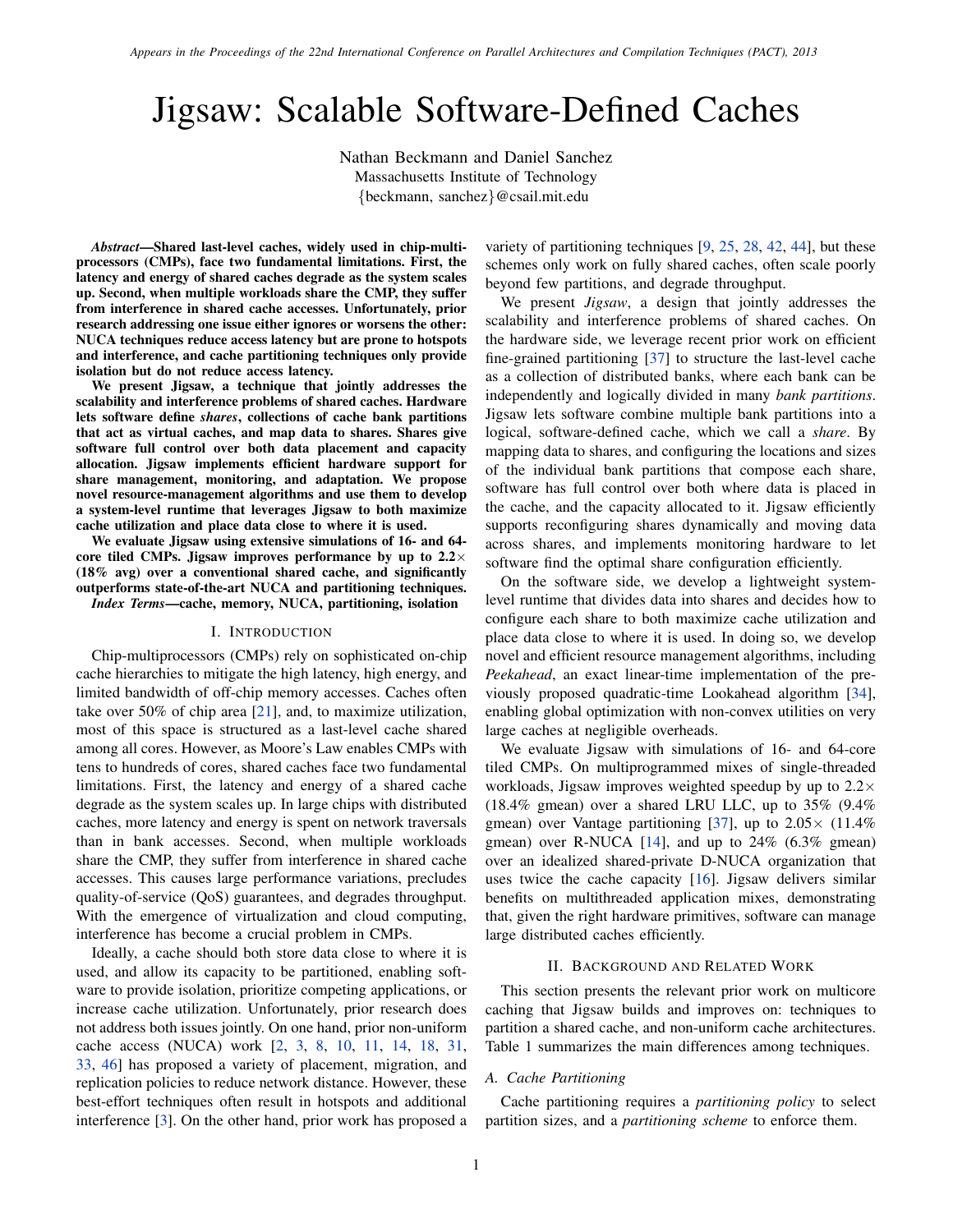*Appears in the Proceedings of the 22nd International Conference on Parallel Architectures and Compilation Techniques (PACT), 2013*

# Jigsaw: Scalable Software-Defined Caches

Nathan Beckmann and Daniel Sanchez
Massachusetts Institute of Technology
{beckmann, sanchez}@csail.mit.edu

***Abstract*—Shared last-level caches, widely used in chip-multi-processors (CMPs), face two fundamental limitations. First, the latency and energy of shared caches degrade as the system scales up. Second, when multiple workloads share the CMP, they suffer from interference in shared cache accesses. Unfortunately, prior research addressing one issue either ignores or worsens the other: NUCA techniques reduce access latency but are prone to hotspots and interference, and cache partitioning techniques only provide isolation but do not reduce access latency.**

**We present Jigsaw, a technique that jointly addresses the scalability and interference problems of shared caches. Hardware lets software define *shares*, collections of cache bank partitions that act as virtual caches, and map data to shares. Shares give software full control over both data placement and capacity allocation. Jigsaw implements efficient hardware support for share management, monitoring, and adaptation. We propose novel resource-management algorithms and use them to develop a system-level runtime that leverages Jigsaw to both maximize cache utilization and place data close to where it is used.**

**We evaluate Jigsaw using extensive simulations of 16- and 64-core tiled CMPs. Jigsaw improves performance by up to 2.2× (18% avg) over a conventional shared cache, and significantly outperforms state-of-the-art NUCA and partitioning techniques.**

***Index Terms*—cache, memory, NUCA, partitioning, isolation**

## I. Introduction

Chip-multiprocessors (CMPs) rely on sophisticated on-chip cache hierarchies to mitigate the high latency, high energy, and limited bandwidth of off-chip memory accesses. Caches often take over 50% of chip area [21], and, to maximize utilization, most of this space is structured as a last-level cache shared among all cores. However, as Moore's Law enables CMPs with tens to hundreds of cores, shared caches face two fundamental limitations. First, the latency and energy of a shared cache degrade as the system scales up. In large chips with distributed caches, more latency and energy is spent on network traversals than in bank accesses. Second, when multiple workloads share the CMP, they suffer from interference in shared cache accesses. This causes large performance variations, precludes quality-of-service (QoS) guarantees, and degrades throughput. With the emergence of virtualization and cloud computing, interference has become a crucial problem in CMPs.

Ideally, a cache should both store data close to where it is used, and allow its capacity to be partitioned, enabling software to provide isolation, prioritize competing applications, or increase cache utilization. Unfortunately, prior research does not address both issues jointly. On one hand, prior non-uniform cache access (NUCA) work [2, 3, 8, 10, 11, 14, 18, 31, 33, 46] has proposed a variety of placement, migration, and replication policies to reduce network distance. However, these best-effort techniques often result in hotspots and additional interference [3]. On the other hand, prior work has proposed a variety of partitioning techniques [9, 25, 28, 42, 44], but these schemes only work on fully shared caches, often scale poorly beyond few partitions, and degrade throughput.

We present *Jigsaw*, a design that jointly addresses the scalability and interference problems of shared caches. On the hardware side, we leverage recent prior work on efficient fine-grained partitioning [37] to structure the last-level cache as a collection of distributed banks, where each bank can be independently and logically divided in many *bank partitions*. Jigsaw lets software combine multiple bank partitions into a logical, software-defined cache, which we call a *share*. By mapping data to shares, and configuring the locations and sizes of the individual bank partitions that compose each share, software has full control over both where data is placed in the cache, and the capacity allocated to it. Jigsaw efficiently supports reconfiguring shares dynamically and moving data across shares, and implements monitoring hardware to let software find the optimal share configuration efficiently.

On the software side, we develop a lightweight system-level runtime that divides data into shares and decides how to configure each share to both maximize cache utilization and place data close to where it is used. In doing so, we develop novel and efficient resource management algorithms, including *Peekahead*, an exact linear-time implementation of the previously proposed quadratic-time Lookahead algorithm [34], enabling global optimization with non-convex utilities on very large caches at negligible overheads.

We evaluate Jigsaw with simulations of 16- and 64-core tiled CMPs. On multiprogrammed mixes of single-threaded workloads, Jigsaw improves weighted speedup by up to 2.2× (18.4% gmean) over a shared LRU LLC, up to 35% (9.4% gmean) over Vantage partitioning [37], up to 2.05× (11.4% gmean) over R-NUCA [14], and up to 24% (6.3% gmean) over an idealized shared-private D-NUCA organization that uses twice the cache capacity [16]. Jigsaw delivers similar benefits on multithreaded application mixes, demonstrating that, given the right hardware primitives, software can manage large distributed caches efficiently.

## II. Background and Related Work

This section presents the relevant prior work on multicore caching that Jigsaw builds and improves on: techniques to partition a shared cache, and non-uniform cache architectures. Table 1 summarizes the main differences among techniques.

### A. Cache Partitioning

Cache partitioning requires a *partitioning policy* to select partition sizes, and a *partitioning scheme* to enforce them.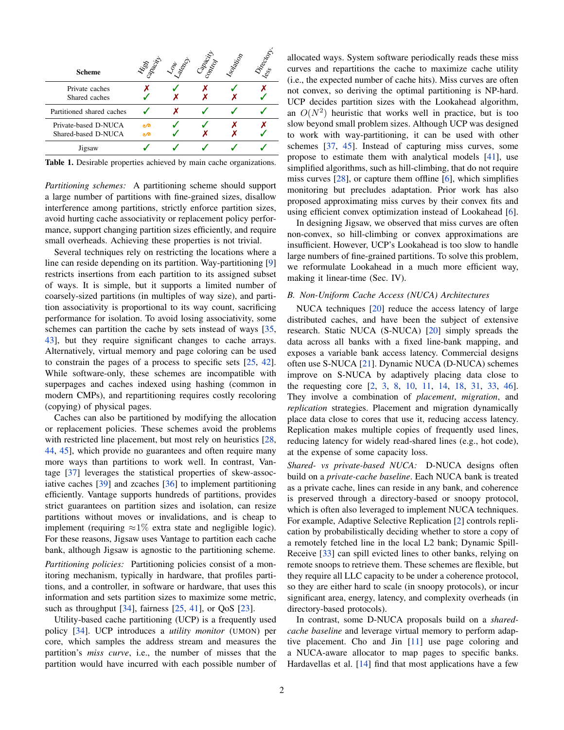| Scheme | High capacity | Low Latency | Capacity control | Isolation | Directory-less |
|---|---|---|---|---|---|
| Private caches | ✗ | ✓ | ✗ | ✓ | ✗ |
| Shared caches | ✓ | ✗ | ✗ | ✗ | ✓ |
| Partitioned shared caches | ✓ | ✗ | ✓ | ✓ | ✓ |
| Private-based D-NUCA | ~ | ✓ | ✓ | ✗ | ✗ |
| Shared-based D-NUCA | ~ | ✓ | ✗ | ✗ | ✓ |
| Jigsaw | ✓ | ✓ | ✓ | ✓ | ✓ |

**Table 1.** Desirable properties achieved by main cache organizations.

*Partitioning schemes:* A partitioning scheme should support a large number of partitions with fine-grained sizes, disallow interference among partitions, strictly enforce partition sizes, avoid hurting cache associativity or replacement policy performance, support changing partition sizes efficiently, and require small overheads. Achieving these properties is not trivial.

Several techniques rely on restricting the locations where a line can reside depending on its partition. Way-partitioning [9] restricts insertions from each partition to its assigned subset of ways. It is simple, but it supports a limited number of coarsely-sized partitions (in multiples of way size), and partition associativity is proportional to its way count, sacrificing performance for isolation. To avoid losing associativity, some schemes can partition the cache by sets instead of ways [35, 43], but they require significant changes to cache arrays. Alternatively, virtual memory and page coloring can be used to constrain the pages of a process to specific sets [25, 42]. While software-only, these schemes are incompatible with superpages and caches indexed using hashing (common in modern CMPs), and repartitioning requires costly recoloring (copying) of physical pages.

Caches can also be partitioned by modifying the allocation or replacement policies. These schemes avoid the problems with restricted line placement, but most rely on heuristics [28, 44, 45], which provide no guarantees and often require many more ways than partitions to work well. In contrast, Vantage [37] leverages the statistical properties of skew-associative caches [39] and zcaches [36] to implement partitioning efficiently. Vantage supports hundreds of partitions, provides strict guarantees on partition sizes and isolation, can resize partitions without moves or invalidations, and is cheap to implement (requiring $\approx$1% extra state and negligible logic). For these reasons, Jigsaw uses Vantage to partition each cache bank, although Jigsaw is agnostic to the partitioning scheme.

*Partitioning policies:* Partitioning policies consist of a monitoring mechanism, typically in hardware, that profiles partitions, and a controller, in software or hardware, that uses this information and sets partition sizes to maximize some metric, such as throughput [34], fairness [25, 41], or QoS [23].

Utility-based cache partitioning (UCP) is a frequently used policy [34]. UCP introduces a *utility monitor* (UMON) per core, which samples the address stream and measures the partition's *miss curve*, i.e., the number of misses that the partition would have incurred with each possible number of allocated ways. System software periodically reads these miss curves and repartitions the cache to maximize cache utility (i.e., the expected number of cache hits). Miss curves are often not convex, so deriving the optimal partitioning is NP-hard. UCP decides partition sizes with the Lookahead algorithm, an $O(N^2)$ heuristic that works well in practice, but is too slow beyond small problem sizes. Although UCP was designed to work with way-partitioning, it can be used with other schemes [37, 45]. Instead of capturing miss curves, some propose to estimate them with analytical models [41], use simplified algorithms, such as hill-climbing, that do not require miss curves [28], or capture them offline [6], which simplifies monitoring but precludes adaptation. Prior work has also proposed approximating miss curves by their convex fits and using efficient convex optimization instead of Lookahead [6].

In designing Jigsaw, we observed that miss curves are often non-convex, so hill-climbing or convex approximations are insufficient. However, UCP's Lookahead is too slow to handle large numbers of fine-grained partitions. To solve this problem, we reformulate Lookahead in a much more efficient way, making it linear-time (Sec. IV).

### B. Non-Uniform Cache Access (NUCA) Architectures

NUCA techniques [20] reduce the access latency of large distributed caches, and have been the subject of extensive research. Static NUCA (S-NUCA) [20] simply spreads the data across all banks with a fixed line-bank mapping, and exposes a variable bank access latency. Commercial designs often use S-NUCA [21]. Dynamic NUCA (D-NUCA) schemes improve on S-NUCA by adaptively placing data close to the requesting core [2, 3, 8, 10, 11, 14, 18, 31, 33, 46]. They involve a combination of *placement*, *migration*, and *replication* strategies. Placement and migration dynamically place data close to cores that use it, reducing access latency. Replication makes multiple copies of frequently used lines, reducing latency for widely read-shared lines (e.g., hot code), at the expense of some capacity loss.

*Shared- vs private-based NUCA:* D-NUCA designs often build on a *private-cache baseline*. Each NUCA bank is treated as a private cache, lines can reside in any bank, and coherence is preserved through a directory-based or snoopy protocol, which is often also leveraged to implement NUCA techniques. For example, Adaptive Selective Replication [2] controls replication by probabilistically deciding whether to store a copy of a remotely fetched line in the local L2 bank; Dynamic Spill-Receive [33] can spill evicted lines to other banks, relying on remote snoops to retrieve them. These schemes are flexible, but they require all LLC capacity to be under a coherence protocol, so they are either hard to scale (in snoopy protocols), or incur significant area, energy, latency, and complexity overheads (in directory-based protocols).

In contrast, some D-NUCA proposals build on a *shared-cache baseline* and leverage virtual memory to perform adaptive placement. Cho and Jin [11] use page coloring and a NUCA-aware allocator to map pages to specific banks. Hardavellas et al. [14] find that most applications have a few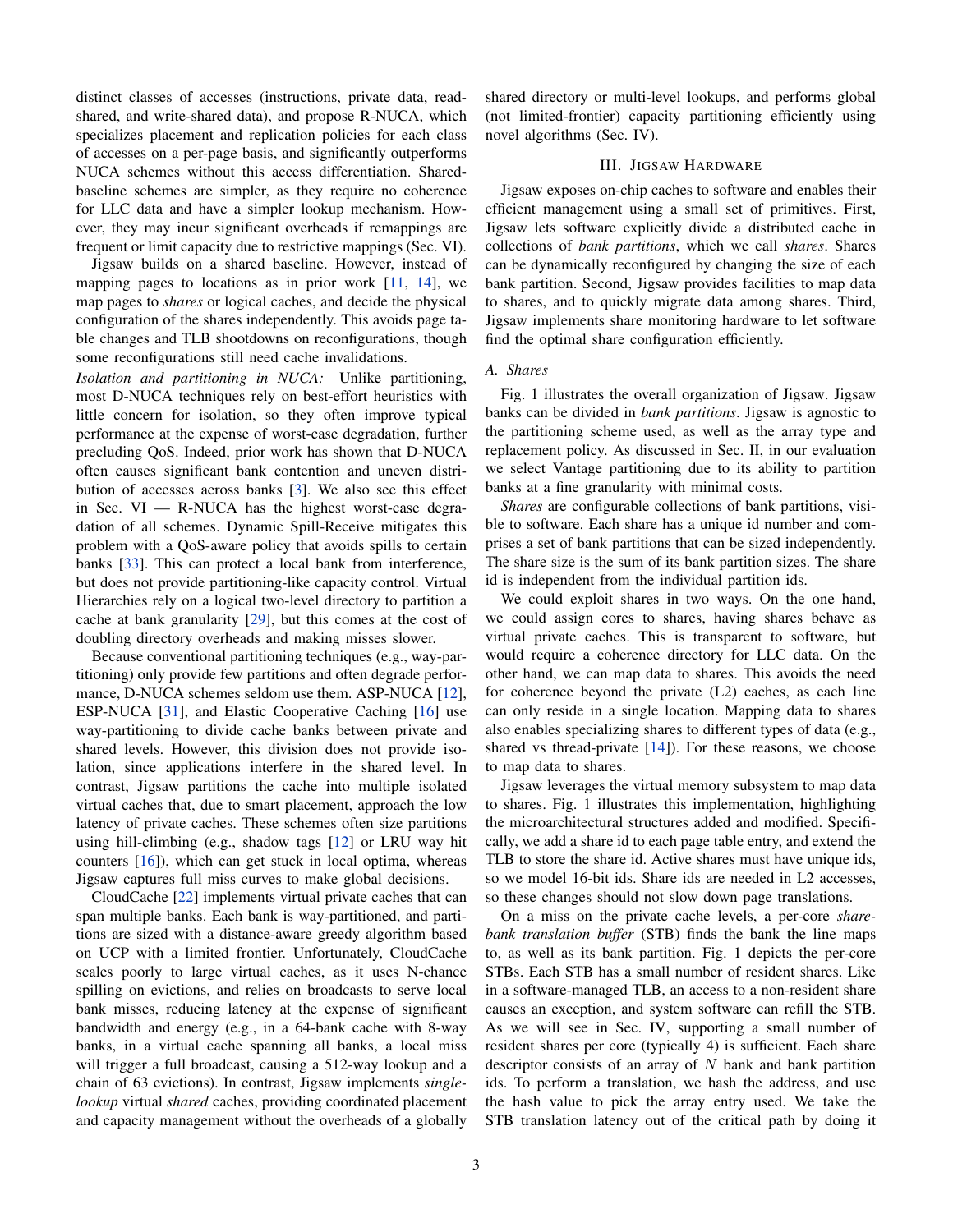distinct classes of accesses (instructions, private data, read-shared, and write-shared data), and propose R-NUCA, which specializes placement and replication policies for each class of accesses on a per-page basis, and significantly outperforms NUCA schemes without this access differentiation. Shared-baseline schemes are simpler, as they require no coherence for LLC data and have a simpler lookup mechanism. However, they may incur significant overheads if remappings are frequent or limit capacity due to restrictive mappings (Sec. VI).

Jigsaw builds on a shared baseline. However, instead of mapping pages to locations as in prior work [11, 14], we map pages to *shares* or logical caches, and decide the physical configuration of the shares independently. This avoids page table changes and TLB shootdowns on reconfigurations, though some reconfigurations still need cache invalidations.

*Isolation and partitioning in NUCA:* Unlike partitioning, most D-NUCA techniques rely on best-effort heuristics with little concern for isolation, so they often improve typical performance at the expense of worst-case degradation, further precluding QoS. Indeed, prior work has shown that D-NUCA often causes significant bank contention and uneven distribution of accesses across banks [3]. We also see this effect in Sec. VI — R-NUCA has the highest worst-case degradation of all schemes. Dynamic Spill-Receive mitigates this problem with a QoS-aware policy that avoids spills to certain banks [33]. This can protect a local bank from interference, but does not provide partitioning-like capacity control. Virtual Hierarchies rely on a logical two-level directory to partition a cache at bank granularity [29], but this comes at the cost of doubling directory overheads and making misses slower.

Because conventional partitioning techniques (e.g., way-partitioning) only provide few partitions and often degrade performance, D-NUCA schemes seldom use them. ASP-NUCA [12], ESP-NUCA [31], and Elastic Cooperative Caching [16] use way-partitioning to divide cache banks between private and shared levels. However, this division does not provide isolation, since applications interfere in the shared level. In contrast, Jigsaw partitions the cache into multiple isolated virtual caches that, due to smart placement, approach the low latency of private caches. These schemes often size partitions using hill-climbing (e.g., shadow tags [12] or LRU way hit counters [16]), which can get stuck in local optima, whereas Jigsaw captures full miss curves to make global decisions.

CloudCache [22] implements virtual private caches that can span multiple banks. Each bank is way-partitioned, and partitions are sized with a distance-aware greedy algorithm based on UCP with a limited frontier. Unfortunately, CloudCache scales poorly to large virtual caches, as it uses N-chance spilling on evictions, and relies on broadcasts to serve local bank misses, reducing latency at the expense of significant bandwidth and energy (e.g., in a 64-bank cache with 8-way banks, in a virtual cache spanning all banks, a local miss will trigger a full broadcast, causing a 512-way lookup and a chain of 63 evictions). In contrast, Jigsaw implements *single-lookup* virtual *shared* caches, providing coordinated placement and capacity management without the overheads of a globally shared directory or multi-level lookups, and performs global (not limited-frontier) capacity partitioning efficiently using novel algorithms (Sec. IV).

## III. Jigsaw Hardware

Jigsaw exposes on-chip caches to software and enables their efficient management using a small set of primitives. First, Jigsaw lets software explicitly divide a distributed cache in collections of *bank partitions*, which we call *shares*. Shares can be dynamically reconfigured by changing the size of each bank partition. Second, Jigsaw provides facilities to map data to shares, and to quickly migrate data among shares. Third, Jigsaw implements share monitoring hardware to let software find the optimal share configuration efficiently.

### A. Shares

Fig. 1 illustrates the overall organization of Jigsaw. Jigsaw banks can be divided in *bank partitions*. Jigsaw is agnostic to the partitioning scheme used, as well as the array type and replacement policy. As discussed in Sec. II, in our evaluation we select Vantage partitioning due to its ability to partition banks at a fine granularity with minimal costs.

*Shares* are configurable collections of bank partitions, visible to software. Each share has a unique id number and comprises a set of bank partitions that can be sized independently. The share size is the sum of its bank partition sizes. The share id is independent from the individual partition ids.

We could exploit shares in two ways. On the one hand, we could assign cores to shares, having shares behave as virtual private caches. This is transparent to software, but would require a coherence directory for LLC data. On the other hand, we can map data to shares. This avoids the need for coherence beyond the private (L2) caches, as each line can only reside in a single location. Mapping data to shares also enables specializing shares to different types of data (e.g., shared vs thread-private [14]). For these reasons, we choose to map data to shares.

Jigsaw leverages the virtual memory subsystem to map data to shares. Fig. 1 illustrates this implementation, highlighting the microarchitectural structures added and modified. Specifically, we add a share id to each page table entry, and extend the TLB to store the share id. Active shares must have unique ids, so we model 16-bit ids. Share ids are needed in L2 accesses, so these changes should not slow down page translations.

On a miss on the private cache levels, a per-core *share-bank translation buffer* (STB) finds the bank the line maps to, as well as its bank partition. Fig. 1 depicts the per-core STBs. Each STB has a small number of resident shares. Like in a software-managed TLB, an access to a non-resident share causes an exception, and system software can refill the STB. As we will see in Sec. IV, supporting a small number of resident shares per core (typically 4) is sufficient. Each share descriptor consists of an array of $N$ bank and bank partition ids. To perform a translation, we hash the address, and use the hash value to pick the array entry used. We take the STB translation latency out of the critical path by doing it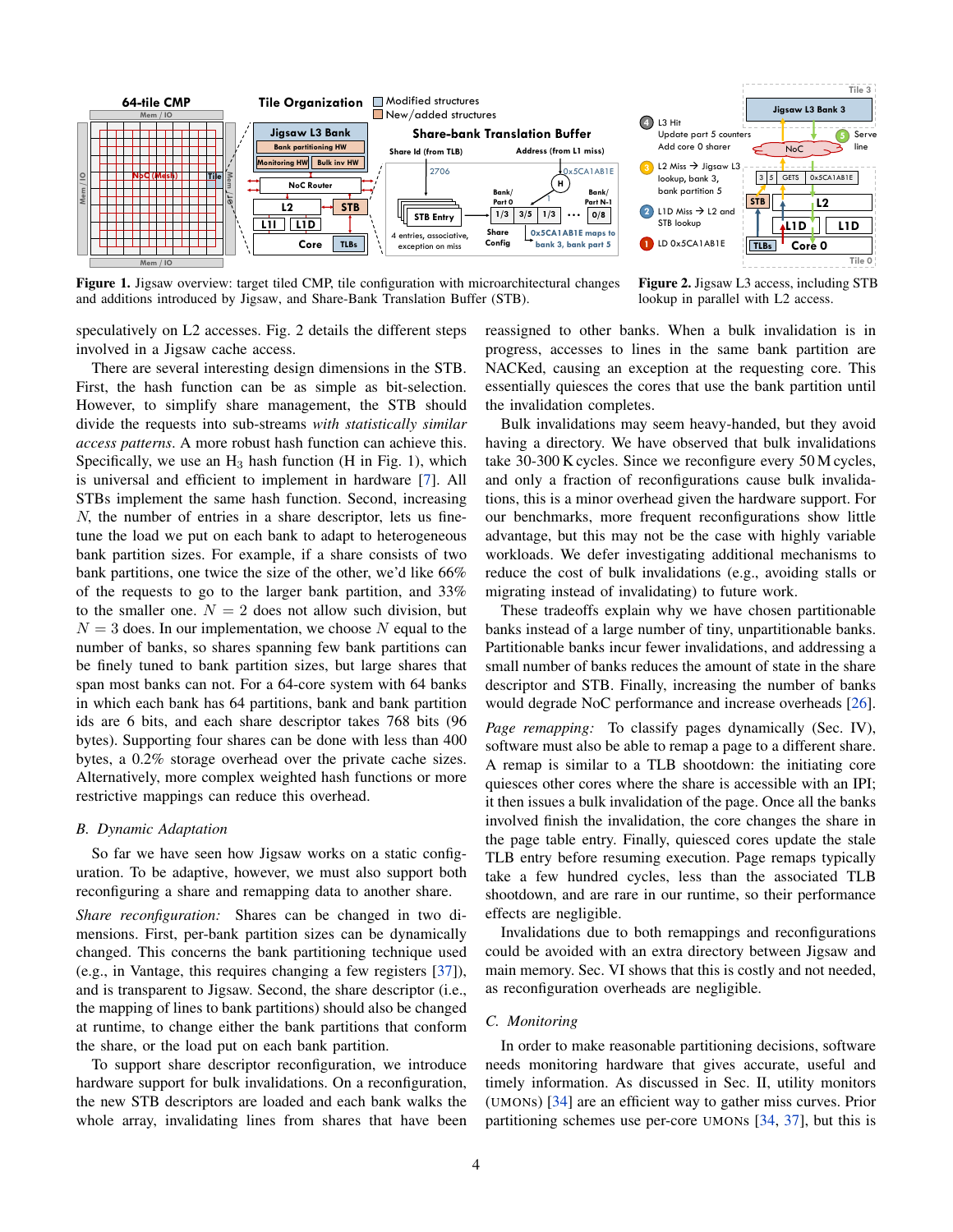**Figure 1.** Jigsaw overview: target tiled CMP, tile configuration with microarchitectural changes and additions introduced by Jigsaw, and Share-Bank Translation Buffer (STB).

**Figure 2.** Jigsaw L3 access, including STB lookup in parallel with L2 access.

speculatively on L2 accesses. Fig. 2 details the different steps involved in a Jigsaw cache access.

There are several interesting design dimensions in the STB. First, the hash function can be as simple as bit-selection. However, to simplify share management, the STB should divide the requests into sub-streams *with statistically similar access patterns*. A more robust hash function can achieve this. Specifically, we use an $H_3$ hash function (H in Fig. 1), which is universal and efficient to implement in hardware [7]. All STBs implement the same hash function. Second, increasing $N$, the number of entries in a share descriptor, lets us fine-tune the load we put on each bank to adapt to heterogeneous bank partition sizes. For example, if a share consists of two bank partitions, one twice the size of the other, we'd like 66% of the requests to go to the larger bank partition, and 33% to the smaller one. $N = 2$ does not allow such division, but $N = 3$ does. In our implementation, we choose $N$ equal to the number of banks, so shares spanning few bank partitions can be finely tuned to bank partition sizes, but large shares that span most banks can not. For a 64-core system with 64 banks in which each bank has 64 partitions, bank and bank partition ids are 6 bits, and each share descriptor takes 768 bits (96 bytes). Supporting four shares can be done with less than 400 bytes, a 0.2% storage overhead over the private cache sizes. Alternatively, more complex weighted hash functions or more restrictive mappings can reduce this overhead.

### B. Dynamic Adaptation

So far we have seen how Jigsaw works on a static configuration. To be adaptive, however, we must also support both reconfiguring a share and remapping data to another share.

*Share reconfiguration:* Shares can be changed in two dimensions. First, per-bank partition sizes can be dynamically changed. This concerns the bank partitioning technique used (e.g., in Vantage, this requires changing a few registers [37]), and is transparent to Jigsaw. Second, the share descriptor (i.e., the mapping of lines to bank partitions) should also be changed at runtime, to change either the bank partitions that conform the share, or the load put on each bank partition.

To support share descriptor reconfiguration, we introduce hardware support for bulk invalidations. On a reconfiguration, the new STB descriptors are loaded and each bank walks the whole array, invalidating lines from shares that have been reassigned to other banks. When a bulk invalidation is in progress, accesses to lines in the same bank partition are NACKed, causing an exception at the requesting core. This essentially quiesces the cores that use the bank partition until the invalidation completes.

Bulk invalidations may seem heavy-handed, but they avoid having a directory. We have observed that bulk invalidations take 30-300 K cycles. Since we reconfigure every 50 M cycles, and only a fraction of reconfigurations cause bulk invalidations, this is a minor overhead given the hardware support. For our benchmarks, more frequent reconfigurations show little advantage, but this may not be the case with highly variable workloads. We defer investigating additional mechanisms to reduce the cost of bulk invalidations (e.g., avoiding stalls or migrating instead of invalidating) to future work.

These tradeoffs explain why we have chosen partitionable banks instead of a large number of tiny, unpartitionable banks. Partitionable banks incur fewer invalidations, and addressing a small number of banks reduces the amount of state in the share descriptor and STB. Finally, increasing the number of banks would degrade NoC performance and increase overheads [26].

*Page remapping:* To classify pages dynamically (Sec. IV), software must also be able to remap a page to a different share. A remap is similar to a TLB shootdown: the initiating core quiesces other cores where the share is accessible with an IPI; it then issues a bulk invalidation of the page. Once all the banks involved finish the invalidation, the core changes the share in the page table entry. Finally, quiesced cores update the stale TLB entry before resuming execution. Page remaps typically take a few hundred cycles, less than the associated TLB shootdown, and are rare in our runtime, so their performance effects are negligible.

Invalidations due to both remappings and reconfigurations could be avoided with an extra directory between Jigsaw and main memory. Sec. VI shows that this is costly and not needed, as reconfiguration overheads are negligible.

### C. Monitoring

In order to make reasonable partitioning decisions, software needs monitoring hardware that gives accurate, useful and timely information. As discussed in Sec. II, utility monitors (UMONs) [34] are an efficient way to gather miss curves. Prior partitioning schemes use per-core UMONs [34, 37], but this is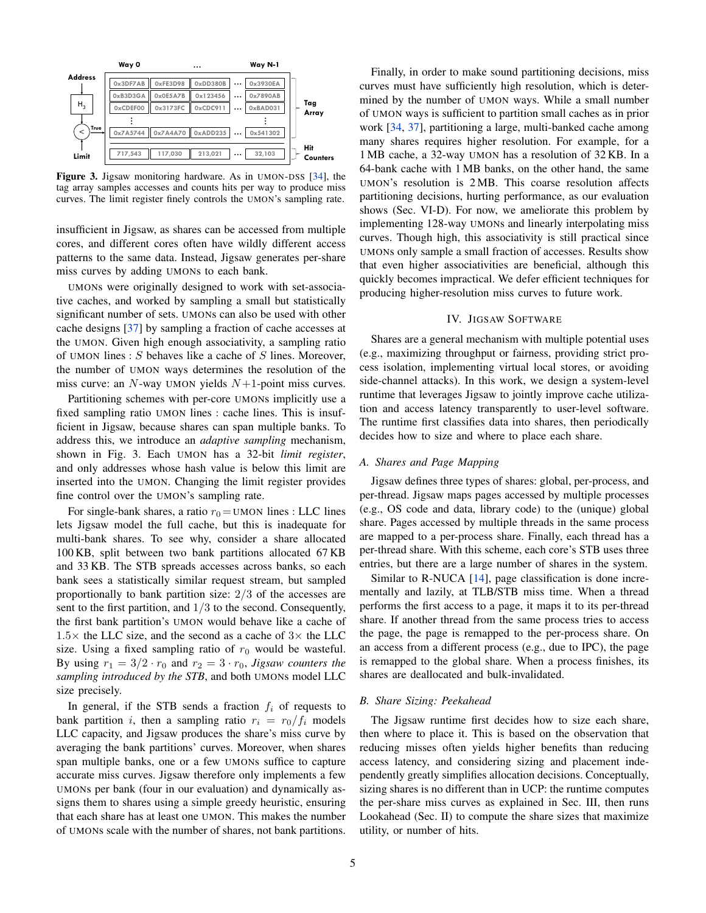**Figure 3.** Jigsaw monitoring hardware. As in UMON-DSS [34], the tag array samples accesses and counts hits per way to produce miss curves. The limit register finely controls the UMON's sampling rate.

insufficient in Jigsaw, as shares can be accessed from multiple cores, and different cores often have wildly different access patterns to the same data. Instead, Jigsaw generates per-share miss curves by adding UMONs to each bank.

UMONs were originally designed to work with set-associative caches, and worked by sampling a small but statistically significant number of sets. UMONs can also be used with other cache designs [37] by sampling a fraction of cache accesses at the UMON. Given high enough associativity, a sampling ratio of UMON lines : $S$ behaves like a cache of $S$ lines. Moreover, the number of UMON ways determines the resolution of the miss curve: an $N$-way UMON yields $N+1$-point miss curves.

Partitioning schemes with per-core UMONs implicitly use a fixed sampling ratio UMON lines : cache lines. This is insufficient in Jigsaw, because shares can span multiple banks. To address this, we introduce an *adaptive sampling* mechanism, shown in Fig. 3. Each UMON has a 32-bit *limit register*, and only addresses whose hash value is below this limit are inserted into the UMON. Changing the limit register provides fine control over the UMON's sampling rate.

For single-bank shares, a ratio $r_0 =$ UMON lines : LLC lines lets Jigsaw model the full cache, but this is inadequate for multi-bank shares. To see why, consider a share allocated 100 KB, split between two bank partitions allocated 67 KB and 33 KB. The STB spreads accesses across banks, so each bank sees a statistically similar request stream, but sampled proportionally to bank partition size: $2/3$ of the accesses are sent to the first partition, and $1/3$ to the second. Consequently, the first bank partition's UMON would behave like a cache of $1.5\times$ the LLC size, and the second as a cache of $3\times$ the LLC size. Using a fixed sampling ratio of $r_0$ would be wasteful. By using $r_1 = 3/2 \cdot r_0$ and $r_2 = 3 \cdot r_0$, *Jigsaw counters the sampling introduced by the STB*, and both UMONs model LLC size precisely.

In general, if the STB sends a fraction $f_i$ of requests to bank partition $i$, then a sampling ratio $r_i = r_0/f_i$ models LLC capacity, and Jigsaw produces the share's miss curve by averaging the bank partitions' curves. Moreover, when shares span multiple banks, one or a few UMONs suffice to capture accurate miss curves. Jigsaw therefore only implements a few UMONs per bank (four in our evaluation) and dynamically assigns them to shares using a simple greedy heuristic, ensuring that each share has at least one UMON. This makes the number of UMONs scale with the number of shares, not bank partitions.

Finally, in order to make sound partitioning decisions, miss curves must have sufficiently high resolution, which is determined by the number of UMON ways. While a small number of UMON ways is sufficient to partition small caches as in prior work [34, 37], partitioning a large, multi-banked cache among many shares requires higher resolution. For example, for a 1 MB cache, a 32-way UMON has a resolution of 32 KB. In a 64-bank cache with 1 MB banks, on the other hand, the same UMON's resolution is 2 MB. This coarse resolution affects partitioning decisions, hurting performance, as our evaluation shows (Sec. VI-D). For now, we ameliorate this problem by implementing 128-way UMONs and linearly interpolating miss curves. Though high, this associativity is still practical since UMONs only sample a small fraction of accesses. Results show that even higher associativities are beneficial, although this quickly becomes impractical. We defer efficient techniques for producing higher-resolution miss curves to future work.

## IV. Jigsaw Software

Shares are a general mechanism with multiple potential uses (e.g., maximizing throughput or fairness, providing strict process isolation, implementing virtual local stores, or avoiding side-channel attacks). In this work, we design a system-level runtime that leverages Jigsaw to jointly improve cache utilization and access latency transparently to user-level software. The runtime first classifies data into shares, then periodically decides how to size and where to place each share.

### A. Shares and Page Mapping

Jigsaw defines three types of shares: global, per-process, and per-thread. Jigsaw maps pages accessed by multiple processes (e.g., OS code and data, library code) to the (unique) global share. Pages accessed by multiple threads in the same process are mapped to a per-process share. Finally, each thread has a per-thread share. With this scheme, each core's STB uses three entries, but there are a large number of shares in the system.

Similar to R-NUCA [14], page classification is done incrementally and lazily, at TLB/STB miss time. When a thread performs the first access to a page, it maps it to its per-thread share. If another thread from the same process tries to access the page, the page is remapped to the per-process share. On an access from a different process (e.g., due to IPC), the page is remapped to the global share. When a process finishes, its shares are deallocated and bulk-invalidated.

### B. Share Sizing: Peekahead

The Jigsaw runtime first decides how to size each share, then where to place it. This is based on the observation that reducing misses often yields higher benefits than reducing access latency, and considering sizing and placement independently greatly simplifies allocation decisions. Conceptually, sizing shares is no different than in UCP: the runtime computes the per-share miss curves as explained in Sec. III, then runs Lookahead (Sec. II) to compute the share sizes that maximize utility, or number of hits.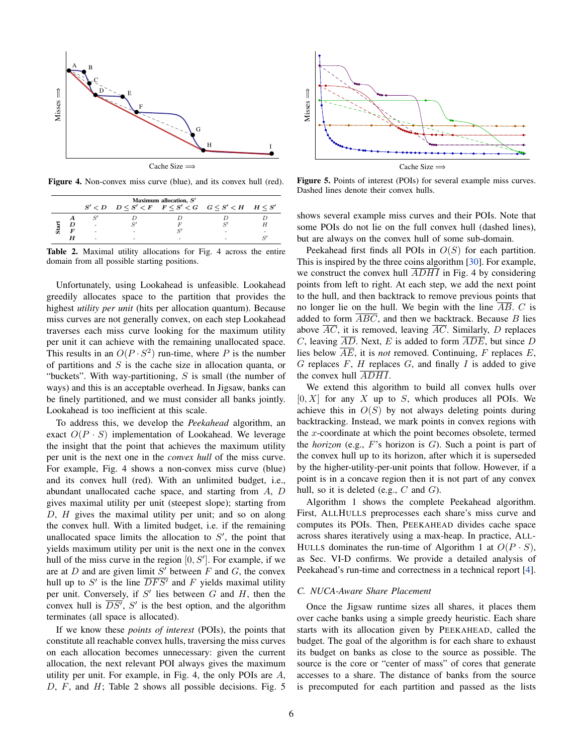Figure 4. Non-convex miss curve (blue), and its convex hull (red).

| | | Maximum allocation, $S'$ | | | | |
|---|---|---|---|---|---|---|
| | | $S' < D$ | $D \leq S' < F$ | $F \leq S' < G$ | $G \leq S' < H$ | $H \leq S'$ |
| Start | $A$ | $S'$ | $D$ | $D$ | $D$ | $D$ |
| | $D$ | - | $S'$ | $F$ | $S'$ | $H$ |
| | $F$ | - | - | $S'$ | - | - |
| | $H$ | - | - | - | - | $S'$ |

**Table 2.** Maximal utility allocations for Fig. 4 across the entire domain from all possible starting positions.

Unfortunately, using Lookahead is unfeasible. Lookahead greedily allocates space to the partition that provides the highest *utility per unit* (hits per allocation quantum). Because miss curves are not generally convex, on each step Lookahead traverses each miss curve looking for the maximum utility per unit it can achieve with the remaining unallocated space. This results in an $O(P \cdot S^2)$ run-time, where $P$ is the number of partitions and $S$ is the cache size in allocation quanta, or "buckets". With way-partitioning, $S$ is small (the number of ways) and this is an acceptable overhead. In Jigsaw, banks can be finely partitioned, and we must consider all banks jointly. Lookahead is too inefficient at this scale.

To address this, we develop the *Peekahead* algorithm, an exact $O(P \cdot S)$ implementation of Lookahead. We leverage the insight that the point that achieves the maximum utility per unit is the next one in the *convex hull* of the miss curve. For example, Fig. 4 shows a non-convex miss curve (blue) and its convex hull (red). With an unlimited budget, i.e., abundant unallocated cache space, and starting from $A$, $D$ gives maximal utility per unit (steepest slope); starting from $D$, $H$ gives the maximal utility per unit; and so on along the convex hull. With a limited budget, i.e. if the remaining unallocated space limits the allocation to $S'$, the point that yields maximum utility per unit is the next one in the convex hull of the miss curve in the region $[0, S']$. For example, if we are at $D$ and are given limit $S'$ between $F$ and $G$, the convex hull up to $S'$ is the line $\overline{DFS'}$ and $F$ yields maximal utility per unit. Conversely, if $S'$ lies between $G$ and $H$, then the convex hull is $\overline{DS'}$, $S'$ is the best option, and the algorithm terminates (all space is allocated).

If we know these *points of interest* (POIs), the points that constitute all reachable convex hulls, traversing the miss curves on each allocation becomes unnecessary: given the current allocation, the next relevant POI always gives the maximum utility per unit. For example, in Fig. 4, the only POIs are $A$, $D$, $F$, and $H$; Table 2 shows all possible decisions. Fig. 5 shows several example miss curves and their POIs. Note that some POIs do not lie on the full convex hull (dashed lines), but are always on the convex hull of some sub-domain.

Figure 5. Points of interest (POIs) for several example miss curves. Dashed lines denote their convex hulls.

Peekahead first finds all POIs in $O(S)$ for each partition. This is inspired by the three coins algorithm [30]. For example, we construct the convex hull $\overline{ADHI}$ in Fig. 4 by considering points from left to right. At each step, we add the next point to the hull, and then backtrack to remove previous points that no longer lie on the hull. We begin with the line $\overline{AB}$. $C$ is added to form $\overline{ABC}$, and then we backtrack. Because $B$ lies above $\overline{AC}$, it is removed, leaving $\overline{AC}$. Similarly, $D$ replaces $C$, leaving $\overline{AD}$. Next, $E$ is added to form $\overline{ADE}$, but since $D$ lies below $\overline{AE}$, it is *not* removed. Continuing, $F$ replaces $E$, $G$ replaces $F$, $H$ replaces $G$, and finally $I$ is added to give the convex hull $\overline{ADHI}$.

We extend this algorithm to build all convex hulls over $[0, X]$ for any $X$ up to $S$, which produces all POIs. We achieve this in $O(S)$ by not always deleting points during backtracking. Instead, we mark points in convex regions with the $x$-coordinate at which the point becomes obsolete, termed the *horizon* (e.g., $F$'s horizon is $G$). Such a point is part of the convex hull up to its horizon, after which it is superseded by the higher-utility-per-unit points that follow. However, if a point is in a concave region then it is not part of any convex hull, so it is deleted (e.g., $C$ and $G$).

Algorithm 1 shows the complete Peekahead algorithm. First, ALLHULLS preprocesses each share's miss curve and computes its POIs. Then, PEEKAHEAD divides cache space across shares iteratively using a max-heap. In practice, ALLHULLS dominates the run-time of Algorithm 1 at $O(P \cdot S)$, as Sec. VI-D confirms. We provide a detailed analysis of Peekahead's run-time and correctness in a technical report [4].

### C. NUCA-Aware Share Placement

Once the Jigsaw runtime sizes all shares, it places them over cache banks using a simple greedy heuristic. Each share starts with its allocation given by PEEKAHEAD, called the budget. The goal of the algorithm is for each share to exhaust its budget on banks as close to the source as possible. The source is the core or "center of mass" of cores that generate accesses to a share. The distance of banks from the source is precomputed for each partition and passed as the lists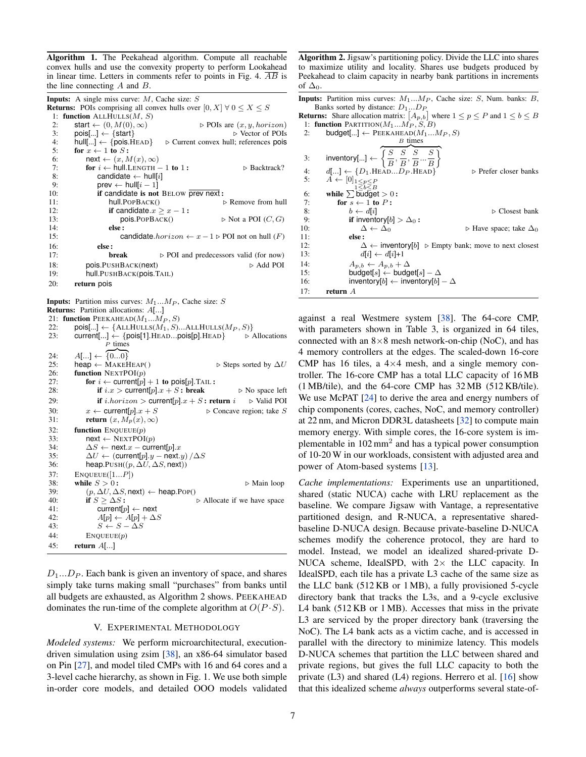**Algorithm 1.** The Peekahead algorithm. Compute all reachable convex hulls and use the convexity property to perform Lookahead in linear time. Letters in comments refer to points in Fig. 4. $\overline{AB}$ is the line connecting $A$ and $B$.

```
Inputs: A single miss curve: M, Cache size: S
Returns: POIs comprising all convex hulls over [0, X] ∀ 0 ≤ X ≤ S
 1: function ALLHULLS(M, S)
 2:     start ← (0, M(0), ∞)                    ▷ POIs are (x, y, horizon)
 3:     pois[...] ← {start}                     ▷ Vector of POIs
 4:     hull[...] ← {pois.HEAD}   ▷ Current convex hull; references pois
 5:     for x ← 1 to S :
 6:         next ← (x, M(x), ∞)
 7:         for i ← hull.LENGTH − 1 to 1 :                 ▷ Backtrack?
 8:             candidate ← hull[i]
 9:             prev ← hull[i − 1]
10:             if candidate is not BELOW prev next :
11:                 hull.POPBACK()                 ▷ Remove from hull
12:                 if candidate.x ≥ x − 1 :
13:                     pois.POPBACK()             ▷ Not a POI (C, G)
14:                 else :
15:                     candidate.horizon ← x − 1 ▷ POI not on hull (F)
16:             else :
17:                 break      ▷ POI and predecessors valid (for now)
18:         pois.PUSHBACK(next)                          ▷ Add POI
19:         hull.PUSHBACK(pois.TAIL)
20:     return pois

Inputs: Partition miss curves: M1...MP, Cache size: S
Returns: Partition allocations: A[...]
21: function PEEKAHEAD(M1...MP, S)
22:     pois[...] ← {ALLHULLS(M1, S)...ALLHULLS(MP, S)}
23:     current[...] ← {pois[1].HEAD...pois[p].HEAD}        ▷ Allocations
24:     A[...] ← {0...0}  (P times)
25:     heap ← MAKEHEAP( )                       ▷ Steps sorted by ΔU
26:     function NEXTPOI(p)
27:         for i ← current[p] + 1 to pois[p].TAIL :
28:             if i.x > current[p].x + S : break        ▷ No space left
29:             if i.horizon > current[p].x + S : return i     ▷ Valid POI
30:         x ← current[p].x + S               ▷ Concave region; take S
31:         return (x, Mp(x), ∞)
32:     function ENQUEUE(p)
33:         next ← NEXTPOI(p)
34:         ΔS ← next.x − current[p].x
35:         ΔU ← (current[p].y − next.y) /ΔS
36:         heap.PUSH((p, ΔU, ΔS, next))
37:     ENQUEUE([1...P])
38:     while S > 0 :                                       ▷ Main loop
39:         (p, ΔU, ΔS, next) ← heap.POP()
40:         if S ≥ ΔS :                    ▷ Allocate if we have space
41:             current[p] ← next
42:             A[p] ← A[p] + ΔS
43:             S ← S − ΔS
44:         ENQUEUE(p)
45:     return A[...]
```

**Algorithm 2.** Jigsaw's partitioning policy. Divide the LLC into shares to maximize utility and locality. Shares use budgets produced by Peekahead to claim capacity in nearby bank partitions in increments of $\Delta_0$.

```
Inputs: Partition miss curves: M1...MP, Cache size: S, Num. banks: B,
        Banks sorted by distance: D1...DP
Returns: Share allocation matrix: [Ap,b] where 1 ≤ p ≤ P and 1 ≤ b ≤ B
 1: function PARTITION(M1...MP, S, B)
 2:     budget[...] ← PEEKAHEAD(M1...MP, S)
 3:     inventory[...] ← {S/B, S/B, S/B ... S/B}  (B times)
 4:     d[...] ← {D1.HEAD...DP.HEAD}                ▷ Prefer closer banks
 5:     A ← [0] (1≤p≤P, 1≤b≤B)
 6:     while Σ budget > 0 :
 7:         for s ← 1 to P :
 8:             b ← d[i]                                    ▷ Closest bank
 9:             if inventory[b] > Δ0 :
10:                 Δ ← Δ0                         ▷ Have space; take Δ0
11:             else :
12:                 Δ ← inventory[b]  ▷ Empty bank; move to next closest
13:                 d[i] ← d[i]+1
14:             Ap,b ← Ap,b + Δ
15:             budget[s] ← budget[s] − Δ
16:             inventory[b] ← inventory[b] − Δ
17:     return A
```

$D_1 ... D_P$. Each bank is given an inventory of space, and shares simply take turns making small "purchases" from banks until all budgets are exhausted, as Algorithm 2 shows. PEEKAHEAD dominates the run-time of the complete algorithm at $O(P{\cdot}S)$.

## V. Experimental Methodology

*Modeled systems:* We perform microarchitectural, execution-driven simulation using zsim [38], an x86-64 simulator based on Pin [27], and model tiled CMPs with 16 and 64 cores and a 3-level cache hierarchy, as shown in Fig. 1. We use both simple in-order core models, and detailed OOO models validated against a real Westmere system [38]. The 64-core CMP, with parameters shown in Table 3, is organized in 64 tiles, connected with an 8×8 mesh network-on-chip (NoC), and has 4 memory controllers at the edges. The scaled-down 16-core CMP has 16 tiles, a 4×4 mesh, and a single memory controller. The 16-core CMP has a total LLC capacity of 16 MB (1 MB/tile), and the 64-core CMP has 32 MB (512 KB/tile). We use McPAT [24] to derive the area and energy numbers of chip components (cores, caches, NoC, and memory controller) at 22 nm, and Micron DDR3L datasheets [32] to compute main memory energy. With simple cores, the 16-core system is implementable in 102 mm$^2$ and has a typical power consumption of 10-20 W in our workloads, consistent with adjusted area and power of Atom-based systems [13].

*Cache implementations:* Experiments use an unpartitioned, shared (static NUCA) cache with LRU replacement as the baseline. We compare Jigsaw with Vantage, a representative partitioned design, and R-NUCA, a representative shared-baseline D-NUCA design. Because private-baseline D-NUCA schemes modify the coherence protocol, they are hard to model. Instead, we model an idealized shared-private D-NUCA scheme, IdealSPD, with 2× the LLC capacity. In IdealSPD, each tile has a private L3 cache of the same size as the LLC bank (512 KB or 1 MB), a fully provisioned 5-cycle directory bank that tracks the L3s, and a 9-cycle exclusive L4 bank (512 KB or 1 MB). Accesses that miss in the private L3 are serviced by the proper directory bank (traversing the NoC). The L4 bank acts as a victim cache, and is accessed in parallel with the directory to minimize latency. This models D-NUCA schemes that partition the LLC between shared and private regions, but gives the full LLC capacity to both the private (L3) and shared (L4) regions. Herrero et al. [16] show that this idealized scheme *always* outperforms several state-of-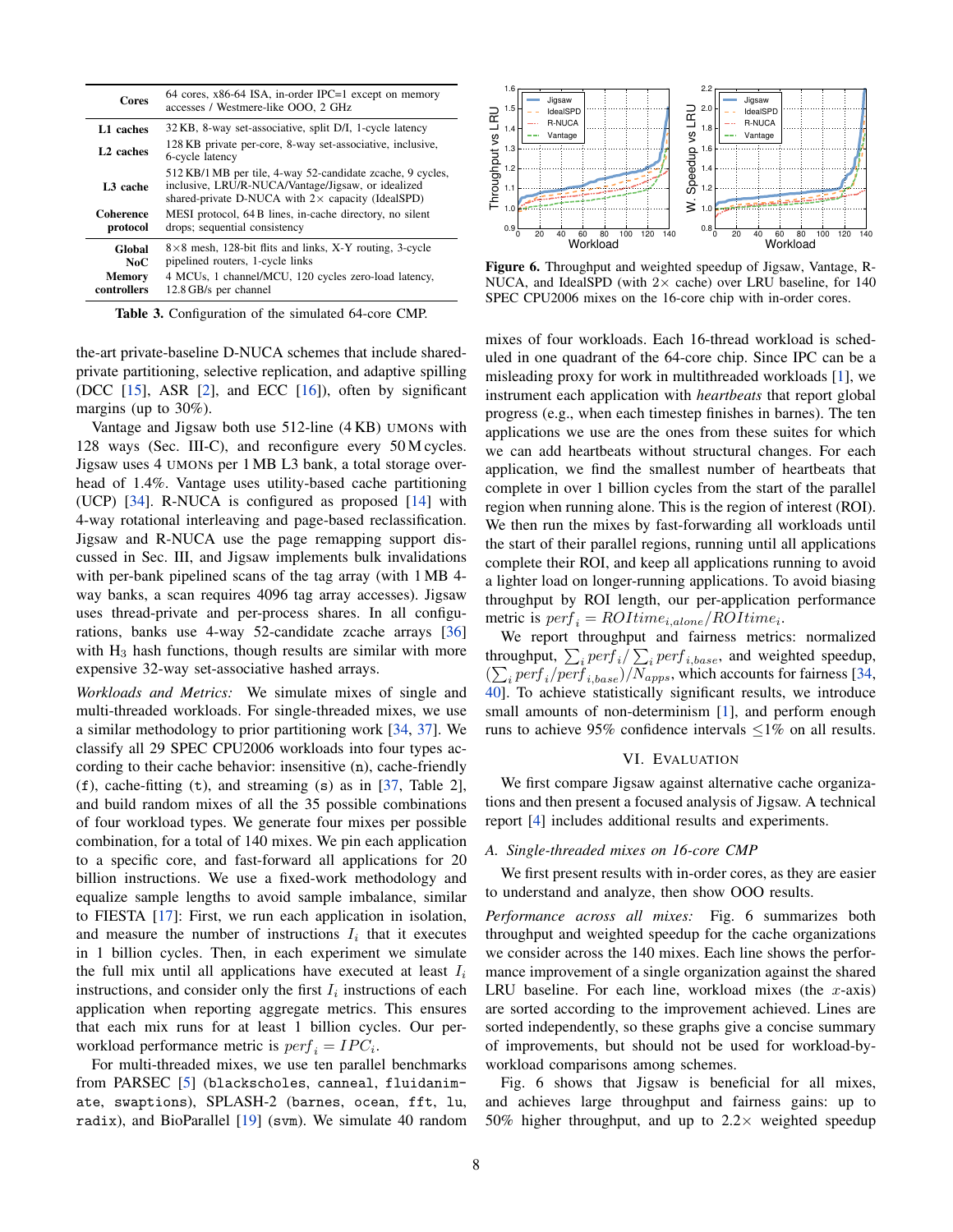| | |
|---|---|
| **Cores** | 64 cores, x86-64 ISA, in-order IPC=1 except on memory accesses / Westmere-like OOO, 2 GHz |
| **L1 caches** | 32 KB, 8-way set-associative, split D/I, 1-cycle latency |
| **L2 caches** | 128 KB private per-core, 8-way set-associative, inclusive, 6-cycle latency |
| **L3 cache** | 512 KB/1 MB per tile, 4-way 52-candidate zcache, 9 cycles, inclusive, LRU/R-NUCA/Vantage/Jigsaw, or idealized shared-private D-NUCA with 2× capacity (IdealSPD) |
| **Coherence protocol** | MESI protocol, 64 B lines, in-cache directory, no silent drops; sequential consistency |
| **Global NoC** | 8×8 mesh, 128-bit flits and links, X-Y routing, 3-cycle pipelined routers, 1-cycle links |
| **Memory controllers** | 4 MCUs, 1 channel/MCU, 120 cycles zero-load latency, 12.8 GB/s per channel |

**Table 3.** Configuration of the simulated 64-core CMP.

the-art private-baseline D-NUCA schemes that include shared-private partitioning, selective replication, and adaptive spilling (DCC [15], ASR [2], and ECC [16]), often by significant margins (up to 30%).

Vantage and Jigsaw both use 512-line (4 KB) UMONs with 128 ways (Sec. III-C), and reconfigure every 50 M cycles. Jigsaw uses 4 UMONs per 1 MB L3 bank, a total storage overhead of 1.4%. Vantage uses utility-based cache partitioning (UCP) [34]. R-NUCA is configured as proposed [14] with 4-way rotational interleaving and page-based reclassification. Jigsaw and R-NUCA use the page remapping support discussed in Sec. III, and Jigsaw implements bulk invalidations with per-bank pipelined scans of the tag array (with 1 MB 4-way banks, a scan requires 4096 tag array accesses). Jigsaw uses thread-private and per-process shares. In all configurations, banks use 4-way 52-candidate zcache arrays [36] with $H_3$ hash functions, though results are similar with more expensive 32-way set-associative hashed arrays.

*Workloads and Metrics:* We simulate mixes of single and multi-threaded workloads. For single-threaded mixes, we use a similar methodology to prior partitioning work [34, 37]. We classify all 29 SPEC CPU2006 workloads into four types according to their cache behavior: insensitive (`n`), cache-friendly (`f`), cache-fitting (`t`), and streaming (`s`) as in [37, Table 2], and build random mixes of all the 35 possible combinations of four workload types. We generate four mixes per possible combination, for a total of 140 mixes. We pin each application to a specific core, and fast-forward all applications for 20 billion instructions. We use a fixed-work methodology and equalize sample lengths to avoid sample imbalance, similar to FIESTA [17]: First, we run each application in isolation, and measure the number of instructions $I_i$ that it executes in 1 billion cycles. Then, in each experiment we simulate the full mix until all applications have executed at least $I_i$ instructions, and consider only the first $I_i$ instructions of each application when reporting aggregate metrics. This ensures that each mix runs for at least 1 billion cycles. Our per-workload performance metric is $perf_i = IPC_i$.

For multi-threaded mixes, we use ten parallel benchmarks from PARSEC [5] (`blackscholes`, `canneal`, `fluidanimate`, `swaptions`), SPLASH-2 (`barnes`, `ocean`, `fft`, `lu`, `radix`), and BioParallel [19] (`svm`). We simulate 40 random mixes of four workloads. Each 16-thread workload is scheduled in one quadrant of the 64-core chip. Since IPC can be a misleading proxy for work in multithreaded workloads [1], we instrument each application with *heartbeats* that report global progress (e.g., when each timestep finishes in barnes). The ten applications we use are the ones from these suites for which we can add heartbeats without structural changes. For each application, we find the smallest number of heartbeats that complete in over 1 billion cycles from the start of the parallel region when running alone. This is the region of interest (ROI). We then run the mixes by fast-forwarding all workloads until the start of their parallel regions, running until all applications complete their ROI, and keep all applications running to avoid a lighter load on longer-running applications. To avoid biasing throughput by ROI length, our per-application performance metric is $perf_i = ROItime_{i,alone}/ROItime_i$.

We report throughput and fairness metrics: normalized throughput, $\sum_i perf_i / \sum_i perf_{i,base}$, and weighted speedup, $(\sum_i perf_i/perf_{i,base})/N_{apps}$, which accounts for fairness [34, 40]. To achieve statistically significant results, we introduce small amounts of non-determinism [1], and perform enough runs to achieve 95% confidence intervals $\leq$1% on all results.

**Figure 6.** Throughput and weighted speedup of Jigsaw, Vantage, R-NUCA, and IdealSPD (with 2× cache) over LRU baseline, for 140 SPEC CPU2006 mixes on the 16-core chip with in-order cores.

# VI. Evaluation

We first compare Jigsaw against alternative cache organizations and then present a focused analysis of Jigsaw. A technical report [4] includes additional results and experiments.

## A. Single-threaded mixes on 16-core CMP

We first present results with in-order cores, as they are easier to understand and analyze, then show OOO results.

*Performance across all mixes:* Fig. 6 summarizes both throughput and weighted speedup for the cache organizations we consider across the 140 mixes. Each line shows the performance improvement of a single organization against the shared LRU baseline. For each line, workload mixes (the $x$-axis) are sorted according to the improvement achieved. Lines are sorted independently, so these graphs give a concise summary of improvements, but should not be used for workload-by-workload comparisons among schemes.

Fig. 6 shows that Jigsaw is beneficial for all mixes, and achieves large throughput and fairness gains: up to 50% higher throughput, and up to 2.2× weighted speedup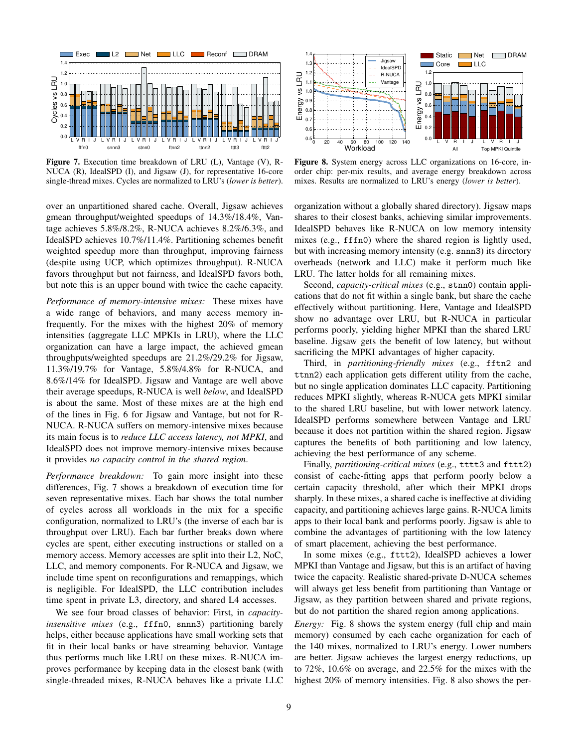**Figure 7.** Execution time breakdown of LRU (L), Vantage (V), R-NUCA (R), IdealSPD (I), and Jigsaw (J), for representative 16-core single-thread mixes. Cycles are normalized to LRU's (*lower is better*).

**Figure 8.** System energy across LLC organizations on 16-core, in-order chip: per-mix results, and average energy breakdown across mixes. Results are normalized to LRU's energy (*lower is better*).

over an unpartitioned shared cache. Overall, Jigsaw achieves gmean throughput/weighted speedups of 14.3%/18.4%, Vantage achieves 5.8%/8.2%, R-NUCA achieves 8.2%/6.3%, and IdealSPD achieves 10.7%/11.4%. Partitioning schemes benefit weighted speedup more than throughput, improving fairness (despite using UCP, which optimizes throughput). R-NUCA favors throughput but not fairness, and IdealSPD favors both, but note this is an upper bound with twice the cache capacity.

*Performance of memory-intensive mixes:* These mixes have a wide range of behaviors, and many access memory infrequently. For the mixes with the highest 20% of memory intensities (aggregate LLC MPKIs in LRU), where the LLC organization can have a large impact, the achieved gmean throughputs/weighted speedups are 21.2%/29.2% for Jigsaw, 11.3%/19.7% for Vantage, 5.8%/4.8% for R-NUCA, and 8.6%/14% for IdealSPD. Jigsaw and Vantage are well above their average speedups, R-NUCA is well *below*, and IdealSPD is about the same. Most of these mixes are at the high end of the lines in Fig. 6 for Jigsaw and Vantage, but not for R-NUCA. R-NUCA suffers on memory-intensive mixes because its main focus is to *reduce LLC access latency, not MPKI*, and IdealSPD does not improve memory-intensive mixes because it provides *no capacity control in the shared region*.

*Performance breakdown:* To gain more insight into these differences, Fig. 7 shows a breakdown of execution time for seven representative mixes. Each bar shows the total number of cycles across all workloads in the mix for a specific configuration, normalized to LRU's (the inverse of each bar is throughput over LRU). Each bar further breaks down where cycles are spent, either executing instructions or stalled on a memory access. Memory accesses are split into their L2, NoC, LLC, and memory components. For R-NUCA and Jigsaw, we include time spent on reconfigurations and remappings, which is negligible. For IdealSPD, the LLC contribution includes time spent in private L3, directory, and shared L4 accesses.

We see four broad classes of behavior: First, in *capacity-insensitive mixes* (e.g., fffn0, snnn3) partitioning barely helps, either because applications have small working sets that fit in their local banks or have streaming behavior. Vantage thus performs much like LRU on these mixes. R-NUCA improves performance by keeping data in the closest bank (with single-threaded mixes, R-NUCA behaves like a private LLC organization without a globally shared directory). Jigsaw maps shares to their closest banks, achieving similar improvements. IdealSPD behaves like R-NUCA on low memory intensity mixes (e.g., fffn0) where the shared region is lightly used, but with increasing memory intensity (e.g. snnn3) its directory overheads (network and LLC) make it perform much like LRU. The latter holds for all remaining mixes.

Second, *capacity-critical mixes* (e.g., stnn0) contain applications that do not fit within a single bank, but share the cache effectively without partitioning. Here, Vantage and IdealSPD show no advantage over LRU, but R-NUCA in particular performs poorly, yielding higher MPKI than the shared LRU baseline. Jigsaw gets the benefit of low latency, but without sacrificing the MPKI advantages of higher capacity.

Third, in *partitioning-friendly mixes* (e.g., fftn2 and ttnn2) each application gets different utility from the cache, but no single application dominates LLC capacity. Partitioning reduces MPKI slightly, whereas R-NUCA gets MPKI similar to the shared LRU baseline, but with lower network latency. IdealSPD performs somewhere between Vantage and LRU because it does not partition within the shared region. Jigsaw captures the benefits of both partitioning and low latency, achieving the best performance of any scheme.

Finally, *partitioning-critical mixes* (e.g., tttt3 and fttt2) consist of cache-fitting apps that perform poorly below a certain capacity threshold, after which their MPKI drops sharply. In these mixes, a shared cache is ineffective at dividing capacity, and partitioning achieves large gains. R-NUCA limits apps to their local bank and performs poorly. Jigsaw is able to combine the advantages of partitioning with the low latency of smart placement, achieving the best performance.

In some mixes (e.g., fttt2), IdealSPD achieves a lower MPKI than Vantage and Jigsaw, but this is an artifact of having twice the capacity. Realistic shared-private D-NUCA schemes will always get less benefit from partitioning than Vantage or Jigsaw, as they partition between shared and private regions, but do not partition the shared region among applications.

*Energy:* Fig. 8 shows the system energy (full chip and main memory) consumed by each cache organization for each of the 140 mixes, normalized to LRU's energy. Lower numbers are better. Jigsaw achieves the largest energy reductions, up to 72%, 10.6% on average, and 22.5% for the mixes with the highest 20% of memory intensities. Fig. 8 also shows the per-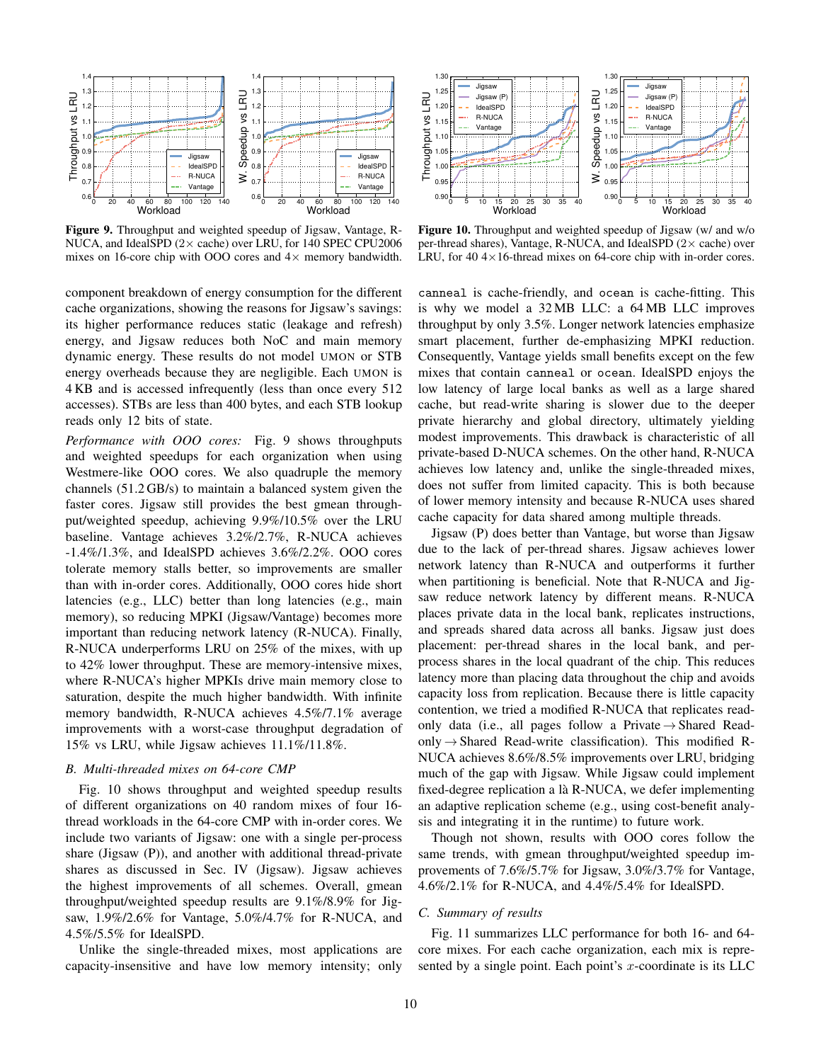**Figure 9.** Throughput and weighted speedup of Jigsaw, Vantage, R-NUCA, and IdealSPD (2× cache) over LRU, for 140 SPEC CPU2006 mixes on 16-core chip with OOO cores and 4× memory bandwidth.

**Figure 10.** Throughput and weighted speedup of Jigsaw (w/ and w/o per-thread shares), Vantage, R-NUCA, and IdealSPD (2× cache) over LRU, for 40 4×16-thread mixes on 64-core chip with in-order cores.

component breakdown of energy consumption for the different cache organizations, showing the reasons for Jigsaw's savings: its higher performance reduces static (leakage and refresh) energy, and Jigsaw reduces both NoC and main memory dynamic energy. These results do not model UMON or STB energy overheads because they are negligible. Each UMON is 4 KB and is accessed infrequently (less than once every 512 accesses). STBs are less than 400 bytes, and each STB lookup reads only 12 bits of state.

*Performance with OOO cores:* Fig. 9 shows throughputs and weighted speedups for each organization when using Westmere-like OOO cores. We also quadruple the memory channels (51.2 GB/s) to maintain a balanced system given the faster cores. Jigsaw still provides the best gmean throughput/weighted speedup, achieving 9.9%/10.5% over the LRU baseline. Vantage achieves 3.2%/2.7%, R-NUCA achieves -1.4%/1.3%, and IdealSPD achieves 3.6%/2.2%. OOO cores tolerate memory stalls better, so improvements are smaller than with in-order cores. Additionally, OOO cores hide short latencies (e.g., LLC) better than long latencies (e.g., main memory), so reducing MPKI (Jigsaw/Vantage) becomes more important than reducing network latency (R-NUCA). Finally, R-NUCA underperforms LRU on 25% of the mixes, with up to 42% lower throughput. These are memory-intensive mixes, where R-NUCA's higher MPKIs drive main memory close to saturation, despite the much higher bandwidth. With infinite memory bandwidth, R-NUCA achieves 4.5%/7.1% average improvements with a worst-case throughput degradation of 15% vs LRU, while Jigsaw achieves 11.1%/11.8%.

### B. Multi-threaded mixes on 64-core CMP

Fig. 10 shows throughput and weighted speedup results of different organizations on 40 random mixes of four 16-thread workloads in the 64-core CMP with in-order cores. We include two variants of Jigsaw: one with a single per-process share (Jigsaw (P)), and another with additional thread-private shares as discussed in Sec. IV (Jigsaw). Jigsaw achieves the highest improvements of all schemes. Overall, gmean throughput/weighted speedup results are 9.1%/8.9% for Jigsaw, 1.9%/2.6% for Vantage, 5.0%/4.7% for R-NUCA, and 4.5%/5.5% for IdealSPD.

Unlike the single-threaded mixes, most applications are capacity-insensitive and have low memory intensity; only `canneal` is cache-friendly, and `ocean` is cache-fitting. This is why we model a 32 MB LLC: a 64 MB LLC improves throughput by only 3.5%. Longer network latencies emphasize smart placement, further de-emphasizing MPKI reduction. Consequently, Vantage yields small benefits except on the few mixes that contain `canneal` or `ocean`. IdealSPD enjoys the low latency of large local banks as well as a large shared cache, but read-write sharing is slower due to the deeper private hierarchy and global directory, ultimately yielding modest improvements. This drawback is characteristic of all private-based D-NUCA schemes. On the other hand, R-NUCA achieves low latency and, unlike the single-threaded mixes, does not suffer from limited capacity. This is both because of lower memory intensity and because R-NUCA uses shared cache capacity for data shared among multiple threads.

Jigsaw (P) does better than Vantage, but worse than Jigsaw due to the lack of per-thread shares. Jigsaw achieves lower network latency than R-NUCA and outperforms it further when partitioning is beneficial. Note that R-NUCA and Jigsaw reduce network latency by different means. R-NUCA places private data in the local bank, replicates instructions, and spreads shared data across all banks. Jigsaw just does placement: per-thread shares in the local bank, and per-process shares in the local quadrant of the chip. This reduces latency more than placing data throughout the chip and avoids capacity loss from replication. Because there is little capacity contention, we tried a modified R-NUCA that replicates read-only data (i.e., all pages follow a Private → Shared Read-only → Shared Read-write classification). This modified R-NUCA achieves 8.6%/8.5% improvements over LRU, bridging much of the gap with Jigsaw. While Jigsaw could implement fixed-degree replication a là R-NUCA, we defer implementing an adaptive replication scheme (e.g., using cost-benefit analysis and integrating it in the runtime) to future work.

Though not shown, results with OOO cores follow the same trends, with gmean throughput/weighted speedup improvements of 7.6%/5.7% for Jigsaw, 3.0%/3.7% for Vantage, 4.6%/2.1% for R-NUCA, and 4.4%/5.4% for IdealSPD.

### C. Summary of results

Fig. 11 summarizes LLC performance for both 16- and 64-core mixes. For each cache organization, each mix is represented by a single point. Each point's $x$-coordinate is its LLC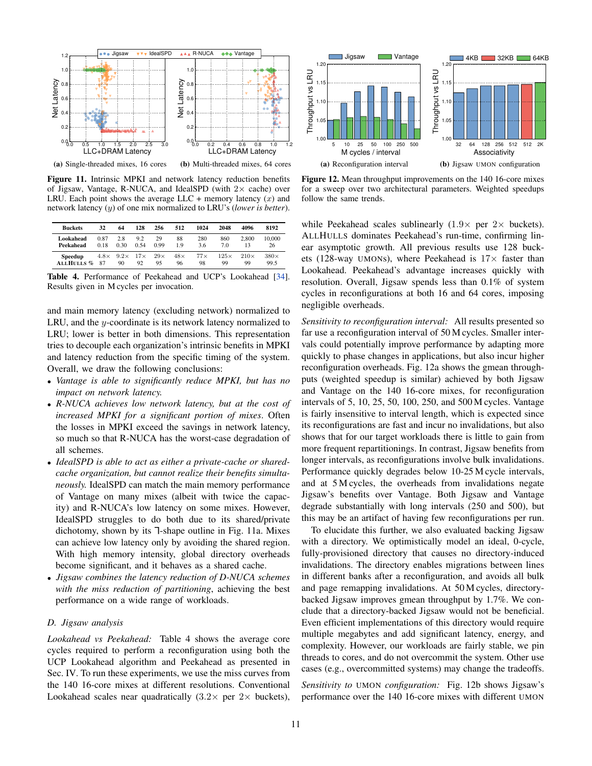**(a)** Single-threaded mixes, 16 cores **(b)** Multi-threaded mixes, 64 cores

**Figure 11.** Intrinsic MPKI and network latency reduction benefits of Jigsaw, Vantage, R-NUCA, and IdealSPD (with 2× cache) over LRU. Each point shows the average LLC + memory latency ($x$) and network latency ($y$) of one mix normalized to LRU's (*lower is better*).

| Buckets | 32 | 64 | 128 | 256 | 512 | 1024 | 2048 | 4096 | 8192 |
|---|---|---|---|---|---|---|---|---|---|
| Lookahead | 0.87 | 2.8 | 9.2 | 29 | 88 | 280 | 860 | 2,800 | 10,000 |
| Peekahead | 0.18 | 0.30 | 0.54 | 0.99 | 1.9 | 3.6 | 7.0 | 13 | 26 |
| Speedup | 4.8× | 9.2× | 17× | 29× | 48× | 77× | 125× | 210× | 380× |
| ALLHULLS % | 87 | 90 | 92 | 95 | 96 | 98 | 99 | 99 | 99.5 |

**Table 4.** Performance of Peekahead and UCP's Lookahead [34]. Results given in M cycles per invocation.

and main memory latency (excluding network) normalized to LRU, and the $y$-coordinate is its network latency normalized to LRU; lower is better in both dimensions. This representation tries to decouple each organization's intrinsic benefits in MPKI and latency reduction from the specific timing of the system. Overall, we draw the following conclusions:

- *Vantage is able to significantly reduce MPKI, but has no impact on network latency.*
- *R-NUCA achieves low network latency, but at the cost of increased MPKI for a significant portion of mixes*. Often the losses in MPKI exceed the savings in network latency, so much so that R-NUCA has the worst-case degradation of all schemes.
- *IdealSPD is able to act as either a private-cache or shared-cache organization, but cannot realize their benefits simultaneously.* IdealSPD can match the main memory performance of Vantage on many mixes (albeit with twice the capacity) and R-NUCA's low latency on some mixes. However, IdealSPD struggles to do both due to its shared/private dichotomy, shown by its ⅂-shape outline in Fig. 11a. Mixes can achieve low latency only by avoiding the shared region. With high memory intensity, global directory overheads become significant, and it behaves as a shared cache.
- *Jigsaw combines the latency reduction of D-NUCA schemes with the miss reduction of partitioning*, achieving the best performance on a wide range of workloads.

### D. Jigsaw analysis

*Lookahead vs Peekahead:* Table 4 shows the average core cycles required to perform a reconfiguration using both the UCP Lookahead algorithm and Peekahead as presented in Sec. IV. To run these experiments, we use the miss curves from the 140 16-core mixes at different resolutions. Conventional Lookahead scales near quadratically (3.2× per 2× buckets), while Peekahead scales sublinearly (1.9× per 2× buckets). ALLHULLS dominates Peekahead's run-time, confirming linear asymptotic growth. All previous results use 128 buckets (128-way UMONs), where Peekahead is 17× faster than Lookahead. Peekahead's advantage increases quickly with resolution. Overall, Jigsaw spends less than 0.1% of system cycles in reconfigurations at both 16 and 64 cores, imposing negligible overheads.

**(a)** Reconfiguration interval **(b)** Jigsaw UMON configuration

**Figure 12.** Mean throughput improvements on the 140 16-core mixes for a sweep over two architectural parameters. Weighted speedups follow the same trends.

*Sensitivity to reconfiguration interval:* All results presented so far use a reconfiguration interval of 50 M cycles. Smaller intervals could potentially improve performance by adapting more quickly to phase changes in applications, but also incur higher reconfiguration overheads. Fig. 12a shows the gmean throughputs (weighted speedup is similar) achieved by both Jigsaw and Vantage on the 140 16-core mixes, for reconfiguration intervals of 5, 10, 25, 50, 100, 250, and 500 M cycles. Vantage is fairly insensitive to interval length, which is expected since its reconfigurations are fast and incur no invalidations, but also shows that for our target workloads there is little to gain from more frequent repartitionings. In contrast, Jigsaw benefits from longer intervals, as reconfigurations involve bulk invalidations. Performance quickly degrades below 10-25 M cycle intervals, and at 5 M cycles, the overheads from invalidations negate Jigsaw's benefits over Vantage. Both Jigsaw and Vantage degrade substantially with long intervals (250 and 500), but this may be an artifact of having few reconfigurations per run.

To elucidate this further, we also evaluated backing Jigsaw with a directory. We optimistically model an ideal, 0-cycle, fully-provisioned directory that causes no directory-induced invalidations. The directory enables migrations between lines in different banks after a reconfiguration, and avoids all bulk and page remapping invalidations. At 50 M cycles, directory-backed Jigsaw improves gmean throughput by 1.7%. We conclude that a directory-backed Jigsaw would not be beneficial. Even efficient implementations of this directory would require multiple megabytes and add significant latency, energy, and complexity. However, our workloads are fairly stable, we pin threads to cores, and do not overcommit the system. Other use cases (e.g., overcommitted systems) may change the tradeoffs.

*Sensitivity to UMON configuration:* Fig. 12b shows Jigsaw's performance over the 140 16-core mixes with different UMON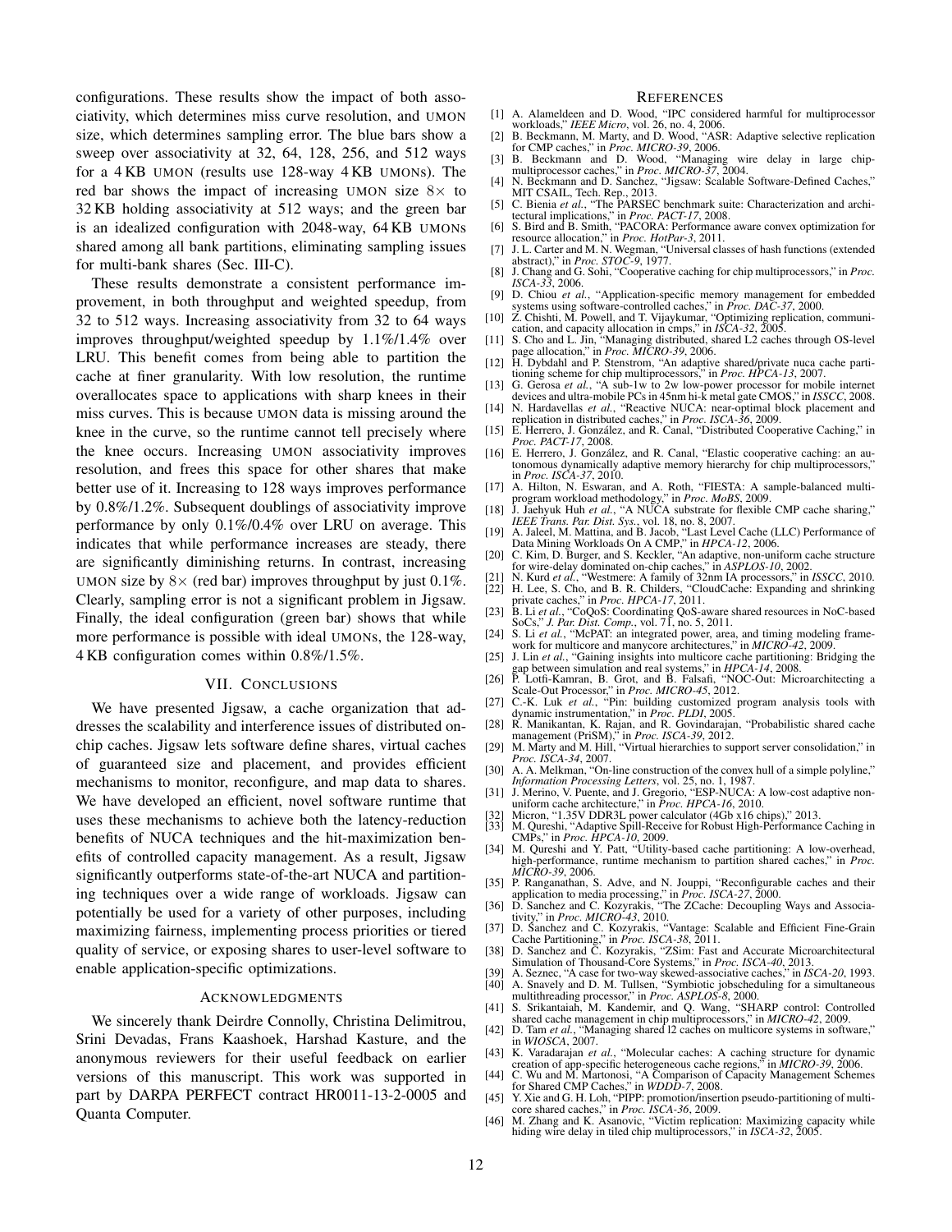configurations. These results show the impact of both associativity, which determines miss curve resolution, and UMON size, which determines sampling error. The blue bars show a sweep over associativity at 32, 64, 128, 256, and 512 ways for a 4 KB UMON (results use 128-way 4 KB UMONs). The red bar shows the impact of increasing UMON size 8× to 32 KB holding associativity at 512 ways; and the green bar is an idealized configuration with 2048-way, 64 KB UMONs shared among all bank partitions, eliminating sampling issues for multi-bank shares (Sec. III-C).

These results demonstrate a consistent performance improvement, in both throughput and weighted speedup, from 32 to 512 ways. Increasing associativity from 32 to 64 ways improves throughput/weighted speedup by 1.1%/1.4% over LRU. This benefit comes from being able to partition the cache at finer granularity. With low resolution, the runtime overallocates space to applications with sharp knees in their miss curves. This is because UMON data is missing around the knee in the curve, so the runtime cannot tell precisely where the knee occurs. Increasing UMON associativity improves resolution, and frees this space for other shares that make better use of it. Increasing to 128 ways improves performance by 0.8%/1.2%. Subsequent doublings of associativity improve performance by only 0.1%/0.4% over LRU on average. This indicates that while performance increases are steady, there are significantly diminishing returns. In contrast, increasing UMON size by 8× (red bar) improves throughput by just 0.1%. Clearly, sampling error is not a significant problem in Jigsaw. Finally, the ideal configuration (green bar) shows that while more performance is possible with ideal UMONs, the 128-way, 4 KB configuration comes within 0.8%/1.5%.

## VII. Conclusions

We have presented Jigsaw, a cache organization that addresses the scalability and interference issues of distributed on-chip caches. Jigsaw lets software define shares, virtual caches of guaranteed size and placement, and provides efficient mechanisms to monitor, reconfigure, and map data to shares. We have developed an efficient, novel software runtime that uses these mechanisms to achieve both the latency-reduction benefits of NUCA techniques and the hit-maximization benefits of controlled capacity management. As a result, Jigsaw significantly outperforms state-of-the-art NUCA and partitioning techniques over a wide range of workloads. Jigsaw can potentially be used for a variety of other purposes, including maximizing fairness, implementing process priorities or tiered quality of service, or exposing shares to user-level software to enable application-specific optimizations.

## Acknowledgments

We sincerely thank Deirdre Connolly, Christina Delimitrou, Srini Devadas, Frans Kaashoek, Harshad Kasture, and the anonymous reviewers for their useful feedback on earlier versions of this manuscript. This work was supported in part by DARPA PERFECT contract HR0011-13-2-0005 and Quanta Computer.

## References

[1] A. Alameldeen and D. Wood, "IPC considered harmful for multiprocessor workloads," *IEEE Micro*, vol. 26, no. 4, 2006.

[2] B. Beckmann, M. Marty, and D. Wood, "ASR: Adaptive selective replication for CMP caches," in *Proc. MICRO-39*, 2006.

[3] B. Beckmann and D. Wood, "Managing wire delay in large chip-multiprocessor caches," in *Proc. MICRO-37*, 2004.

[4] N. Beckmann and D. Sanchez, "Jigsaw: Scalable Software-Defined Caches," MIT CSAIL, Tech. Rep., 2013.

[5] C. Bienia *et al.*, "The PARSEC benchmark suite: Characterization and architectural implications," in *Proc. PACT-17*, 2008.

[6] S. Bird and B. Smith, "PACORA: Performance aware convex optimization for resource allocation," in *Proc. HotPar-3*, 2011.

[7] J. L. Carter and M. N. Wegman, "Universal classes of hash functions (extended abstract)," in *Proc. STOC-9*, 1977.

[8] J. Chang and G. Sohi, "Cooperative caching for chip multiprocessors," in *Proc. ISCA-33*, 2006.

[9] D. Chiou *et al.*, "Application-specific memory management for embedded systems using software-controlled caches," in *Proc. DAC-37*, 2000.

[10] Z. Chishti, M. Powell, and T. Vijaykumar, "Optimizing replication, communication, and capacity allocation in cmps," in *ISCA-32*, 2005.

[11] S. Cho and L. Jin, "Managing distributed, shared L2 caches through OS-level page allocation," in *Proc. MICRO-39*, 2006.

[12] H. Dybdahl and P. Stenstrom, "An adaptive shared/private nuca cache partitioning scheme for chip multiprocessors," in *Proc. HPCA-13*, 2007.

[13] G. Gerosa *et al.*, "A sub-1w to 2w low-power processor for mobile internet devices and ultra-mobile PCs in 45nm hi-k metal gate CMOS," in *ISSCC*, 2008.

[14] N. Hardavellas *et al.*, "Reactive NUCA: near-optimal block placement and replication in distributed caches," in *Proc. ISCA-36*, 2009.

[15] E. Herrero, J. González, and R. Canal, "Distributed Cooperative Caching," in *Proc. PACT-17*, 2008.

[16] E. Herrero, J. González, and R. Canal, "Elastic cooperative caching: an autonomous dynamically adaptive memory hierarchy for chip multiprocessors," in *Proc. ISCA-37*, 2010.

[17] A. Hilton, N. Eswaran, and A. Roth, "FIESTA: A sample-balanced multi-program workload methodology," in *Proc. MoBS*, 2009.

[18] J. Jaehyuk Huh *et al.*, "A NUCA substrate for flexible CMP cache sharing," *IEEE Trans. Par. Dist. Sys.*, vol. 18, no. 8, 2007.

[19] A. Jaleel, M. Mattina, and B. Jacob, "Last Level Cache (LLC) Performance of Data Mining Workloads On A CMP," in *HPCA-12*, 2006.

[20] C. Kim, D. Burger, and S. Keckler, "An adaptive, non-uniform cache structure for wire-delay dominated on-chip caches," in *ASPLOS-10*, 2002.

[21] N. Kurd *et al.*, "Westmere: A family of 32nm IA processors," in *ISSCC*, 2010.

[22] H. Lee, S. Cho, and B. R. Childers, "CloudCache: Expanding and shrinking private caches," in *Proc. HPCA-17*, 2011.

[23] B. Li *et al.*, "CoQoS: Coordinating QoS-aware shared resources in NoC-based SoCs," *J. Par. Dist. Comp.*, vol. 71, no. 5, 2011.

[24] S. Li *et al.*, "McPAT: an integrated power, area, and timing modeling framework for multicore and manycore architectures," in *MICRO-42*, 2009.

[25] J. Lin *et al.*, "Gaining insights into multicore cache partitioning: Bridging the gap between simulation and real systems," in *HPCA-14*, 2008.

[26] P. Lotfi-Kamran, B. Grot, and B. Falsafi, "NOC-Out: Microarchitecting a Scale-Out Processor," in *Proc. MICRO-45*, 2012.

[27] C.-K. Luk *et al.*, "Pin: building customized program analysis tools with dynamic instrumentation," in *Proc. PLDI*, 2005.

[28] R. Manikantan, K. Rajan, and R. Govindarajan, "Probabilistic shared cache management (PriSM)," in *Proc. ISCA-39*, 2012.

[29] M. Marty and M. Hill, "Virtual hierarchies to support server consolidation," in *Proc. ISCA-34*, 2007.

[30] A. A. Melkman, "On-line construction of the convex hull of a simple polyline," *Information Processing Letters*, vol. 25, no. 1, 1987.

[31] J. Merino, V. Puente, and J. Gregorio, "ESP-NUCA: A low-cost adaptive non-uniform cache architecture," in *Proc. HPCA-16*, 2010.

[32] Micron, "1.35V DDR3L power calculator (4Gb x16 chips)," 2013.

[33] M. Qureshi, "Adaptive Spill-Receive for Robust High-Performance Caching in CMPs," in *Proc. HPCA-10*, 2009.

[34] M. Qureshi and Y. Patt, "Utility-based cache partitioning: A low-overhead, high-performance, runtime mechanism to partition shared caches," in *Proc. MICRO-39*, 2006.

[35] P. Ranganathan, S. Adve, and N. Jouppi, "Reconfigurable caches and their application to media processing," in *Proc. ISCA-27*, 2000.

[36] D. Sanchez and C. Kozyrakis, "The ZCache: Decoupling Ways and Associativity," in *Proc. MICRO-43*, 2010.

[37] D. Sanchez and C. Kozyrakis, "Vantage: Scalable and Efficient Fine-Grain Cache Partitioning," in *Proc. ISCA-38*, 2011.

[38] D. Sanchez and C. Kozyrakis, "ZSim: Fast and Accurate Microarchitectural Simulation of Thousand-Core Systems," in *Proc. ISCA-40*, 2013.

[39] A. Seznec, "A case for two-way skewed-associative caches," in *ISCA-20*, 1993.

[40] A. Snavely and D. M. Tullsen, "Symbiotic jobscheduling for a simultaneous multithreading processor," in *Proc. ASPLOS-8*, 2000.

[41] S. Srikantaiah, M. Kandemir, and Q. Wang, "SHARP control: Controlled shared cache management in chip multiprocessors," in *MICRO-42*, 2009.

[42] D. Tam *et al.*, "Managing shared l2 caches on multicore systems in software," in *WIOSCA*, 2007.

[43] K. Varadarajan *et al.*, "Molecular caches: A caching structure for dynamic creation of app-specific heterogeneous cache regions," in *MICRO-39*, 2006.

[44] C. Wu and M. Martonosi, "A Comparison of Capacity Management Schemes for Shared CMP Caches," in *WDDD-7*, 2008.

[45] Y. Xie and G. H. Loh, "PIPP: promotion/insertion pseudo-partitioning of multi-core shared caches," in *Proc. ISCA-36*, 2009.

[46] M. Zhang and K. Asanovic, "Victim replication: Maximizing capacity while hiding wire delay in tiled chip multiprocessors," in *ISCA-32*, 2005.